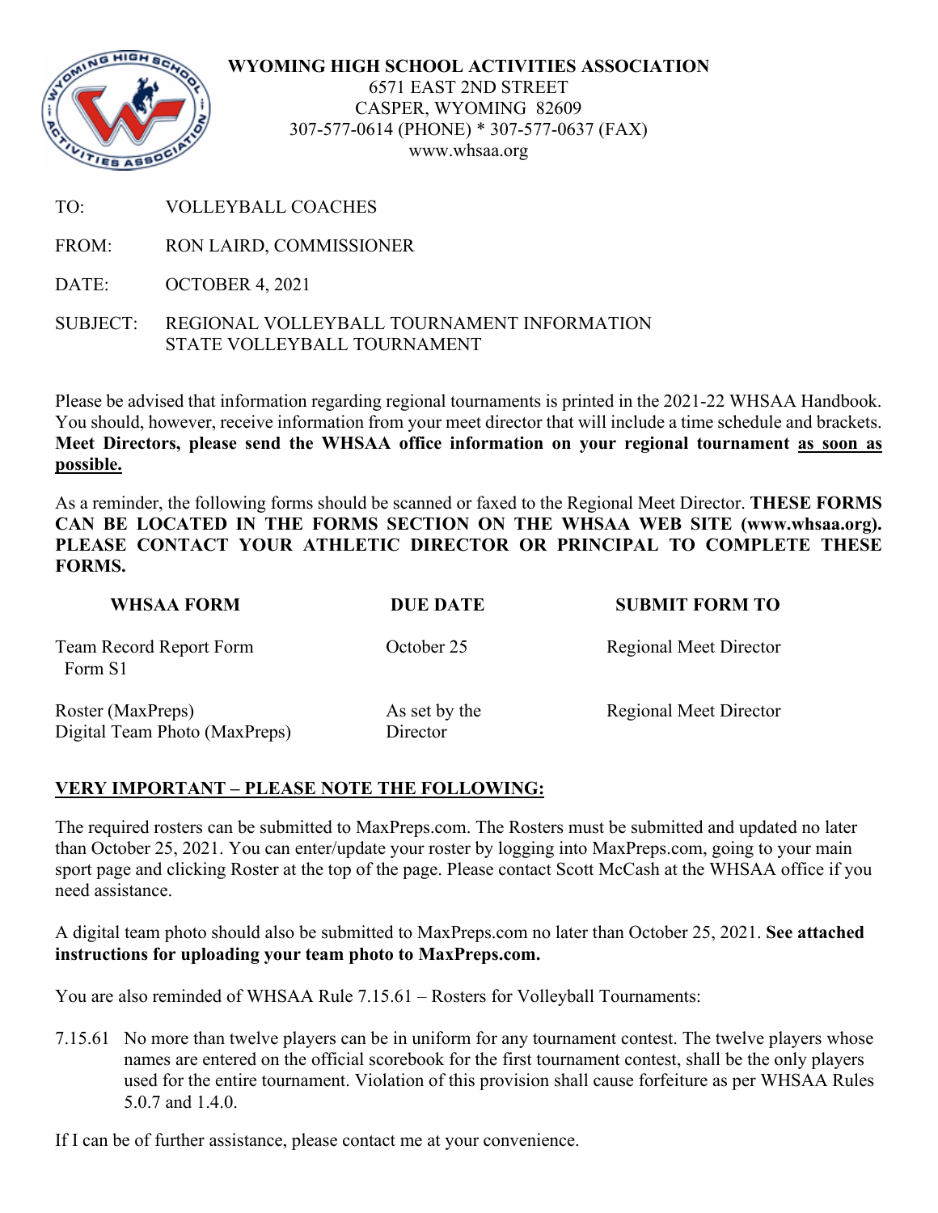**WYOMING HIGH SCHOOL ACTIVITIES ASSOCIATION**
6571 EAST 2ND STREET
CASPER, WYOMING 82609
307-577-0614 (PHONE) * 307-577-0637 (FAX)
www.whsaa.org

TO: VOLLEYBALL COACHES

FROM: RON LAIRD, COMMISSIONER

DATE: OCTOBER 4, 2021

SUBJECT: REGIONAL VOLLEYBALL TOURNAMENT INFORMATION
STATE VOLLEYBALL TOURNAMENT

Please be advised that information regarding regional tournaments is printed in the 2021-22 WHSAA Handbook. You should, however, receive information from your meet director that will include a time schedule and brackets. **Meet Directors, please send the WHSAA office information on your regional tournament <u>as soon as possible.</u>**

As a reminder, the following forms should be scanned or faxed to the Regional Meet Director. **THESE FORMS CAN BE LOCATED IN THE FORMS SECTION ON THE WHSAA WEB SITE (www.whsaa.org). PLEASE CONTACT YOUR ATHLETIC DIRECTOR OR PRINCIPAL TO COMPLETE THESE FORMS.**

| WHSAA FORM | DUE DATE | SUBMIT FORM TO |
| --- | --- | --- |
| Team Record Report Form Form S1 | October 25 | Regional Meet Director |
| Roster (MaxPreps) Digital Team Photo (MaxPreps) | As set by the Director | Regional Meet Director |

## VERY IMPORTANT – PLEASE NOTE THE FOLLOWING:

The required rosters can be submitted to MaxPreps.com. The Rosters must be submitted and updated no later than October 25, 2021. You can enter/update your roster by logging into MaxPreps.com, going to your main sport page and clicking Roster at the top of the page. Please contact Scott McCash at the WHSAA office if you need assistance.

A digital team photo should also be submitted to MaxPreps.com no later than October 25, 2021. **See attached instructions for uploading your team photo to MaxPreps.com.**

You are also reminded of WHSAA Rule 7.15.61 – Rosters for Volleyball Tournaments:

7.15.61 No more than twelve players can be in uniform for any tournament contest. The twelve players whose names are entered on the official scorebook for the first tournament contest, shall be the only players used for the entire tournament. Violation of this provision shall cause forfeiture as per WHSAA Rules 5.0.7 and 1.4.0.

If I can be of further assistance, please contact me at your convenience.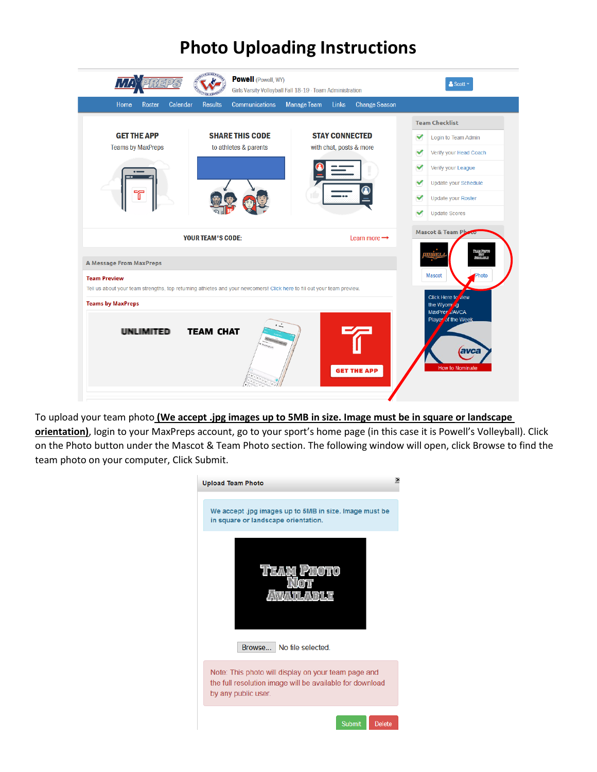# Photo Uploading Instructions

To upload your team photo **(We accept .jpg images up to 5MB in size. Image must be in square or landscape orientation)**, login to your MaxPreps account, go to your sport's home page (in this case it is Powell's Volleyball). Click on the Photo button under the Mascot & Team Photo section. The following window will open, click Browse to find the team photo on your computer, Click Submit.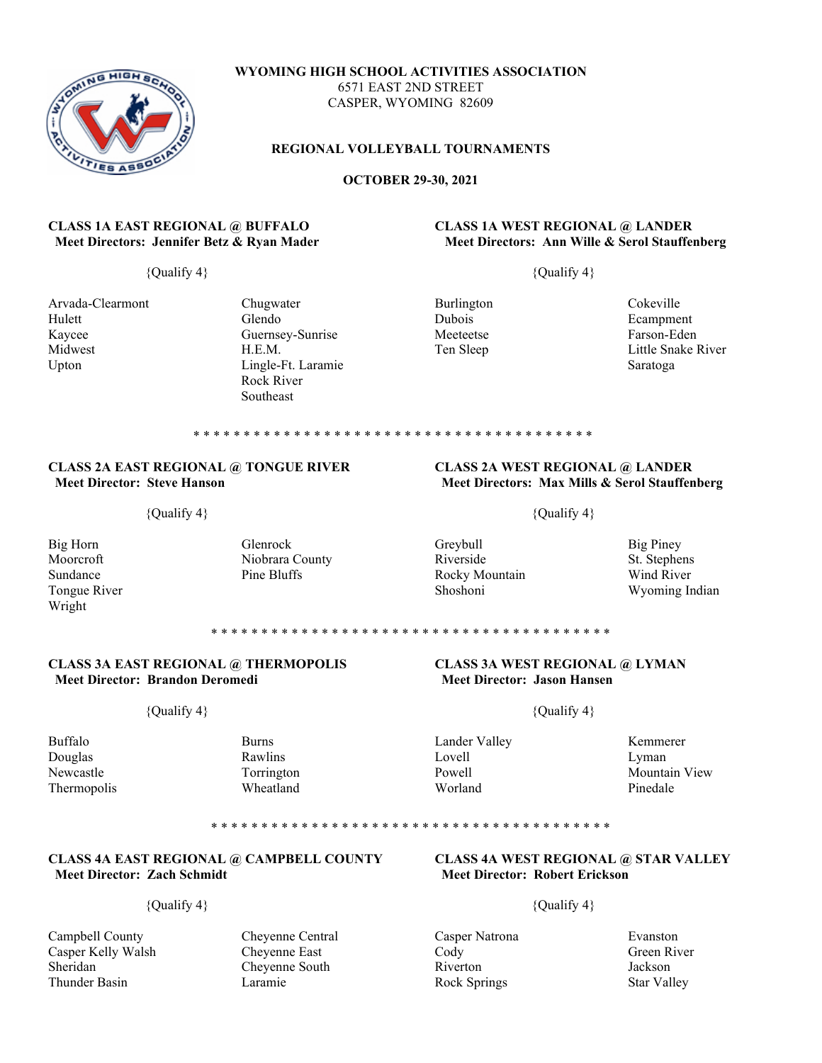**WYOMING HIGH SCHOOL ACTIVITIES ASSOCIATION**
6571 EAST 2ND STREET
CASPER, WYOMING 82609

## REGIONAL VOLLEYBALL TOURNAMENTS

**OCTOBER 29-30, 2021**

### CLASS 1A EAST REGIONAL @ BUFFALO
**Meet Directors: Jennifer Betz & Ryan Mader**

{Qualify 4}

| | |
|---|---|
| Arvada-Clearmont | Chugwater |
| Hulett | Glendo |
| Kaycee | Guernsey-Sunrise |
| Midwest | H.E.M. |
| Upton | Lingle-Ft. Laramie |
| | Rock River |
| | Southeast |

### CLASS 1A WEST REGIONAL @ LANDER
**Meet Directors: Ann Wille & Serol Stauffenberg**

{Qualify 4}

| | |
|---|---|
| Burlington | Cokeville |
| Dubois | Ecampment |
| Meeteetse | Farson-Eden |
| Ten Sleep | Little Snake River |
| | Saratoga |

* * * * * * * * * * * * * * * * * * * * * * * * * * * * * * * * * * * * * * * * * *

### CLASS 2A EAST REGIONAL @ TONGUE RIVER
**Meet Director: Steve Hanson**

{Qualify 4}

| | |
|---|---|
| Big Horn | Glenrock |
| Moorcroft | Niobrara County |
| Sundance | Pine Bluffs |
| Tongue River | |
| Wright | |

### CLASS 2A WEST REGIONAL @ LANDER
**Meet Directors: Max Mills & Serol Stauffenberg**

{Qualify 4}

| | |
|---|---|
| Greybull | Big Piney |
| Riverside | St. Stephens |
| Rocky Mountain | Wind River |
| Shoshoni | Wyoming Indian |

* * * * * * * * * * * * * * * * * * * * * * * * * * * * * * * * * * * * * * * * * *

### CLASS 3A EAST REGIONAL @ THERMOPOLIS
**Meet Director: Brandon Deromedi**

{Qualify 4}

| | |
|---|---|
| Buffalo | Burns |
| Douglas | Rawlins |
| Newcastle | Torrington |
| Thermopolis | Wheatland |

### CLASS 3A WEST REGIONAL @ LYMAN
**Meet Director: Jason Hansen**

{Qualify 4}

| | |
|---|---|
| Lander Valley | Kemmerer |
| Lovell | Lyman |
| Powell | Mountain View |
| Worland | Pinedale |

* * * * * * * * * * * * * * * * * * * * * * * * * * * * * * * * * * * * * * * * * *

### CLASS 4A EAST REGIONAL @ CAMPBELL COUNTY
**Meet Director: Zach Schmidt**

{Qualify 4}

| | |
|---|---|
| Campbell County | Cheyenne Central |
| Casper Kelly Walsh | Cheyenne East |
| Sheridan | Cheyenne South |
| Thunder Basin | Laramie |

### CLASS 4A WEST REGIONAL @ STAR VALLEY
**Meet Director: Robert Erickson**

{Qualify 4}

| | |
|---|---|
| Casper Natrona | Evanston |
| Cody | Green River |
| Riverton | Jackson |
| Rock Springs | Star Valley |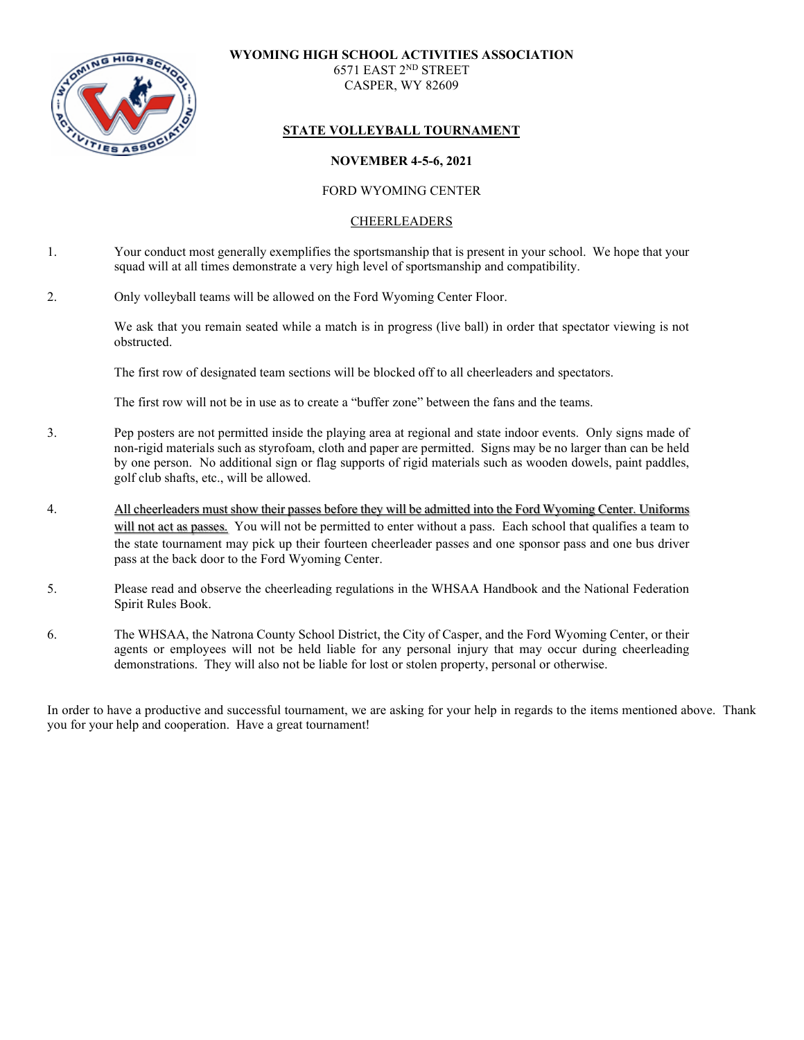**WYOMING HIGH SCHOOL ACTIVITIES ASSOCIATION**
6571 EAST 2ND STREET
CASPER, WY 82609

## STATE VOLLEYBALL TOURNAMENT

**NOVEMBER 4-5-6, 2021**

FORD WYOMING CENTER

CHEERLEADERS

1. Your conduct most generally exemplifies the sportsmanship that is present in your school. We hope that your squad will at all times demonstrate a very high level of sportsmanship and compatibility.

2. Only volleyball teams will be allowed on the Ford Wyoming Center Floor.

   We ask that you remain seated while a match is in progress (live ball) in order that spectator viewing is not obstructed.

   The first row of designated team sections will be blocked off to all cheerleaders and spectators.

   The first row will not be in use as to create a "buffer zone" between the fans and the teams.

3. Pep posters are not permitted inside the playing area at regional and state indoor events. Only signs made of non-rigid materials such as styrofoam, cloth and paper are permitted. Signs may be no larger than can be held by one person. No additional sign or flag supports of rigid materials such as wooden dowels, paint paddles, golf club shafts, etc., will be allowed.

4. All cheerleaders must show their passes before they will be admitted into the Ford Wyoming Center. Uniforms will not act as passes. You will not be permitted to enter without a pass. Each school that qualifies a team to the state tournament may pick up their fourteen cheerleader passes and one sponsor pass and one bus driver pass at the back door to the Ford Wyoming Center.

5. Please read and observe the cheerleading regulations in the WHSAA Handbook and the National Federation Spirit Rules Book.

6. The WHSAA, the Natrona County School District, the City of Casper, and the Ford Wyoming Center, or their agents or employees will not be held liable for any personal injury that may occur during cheerleading demonstrations. They will also not be liable for lost or stolen property, personal or otherwise.

In order to have a productive and successful tournament, we are asking for your help in regards to the items mentioned above. Thank you for your help and cooperation. Have a great tournament!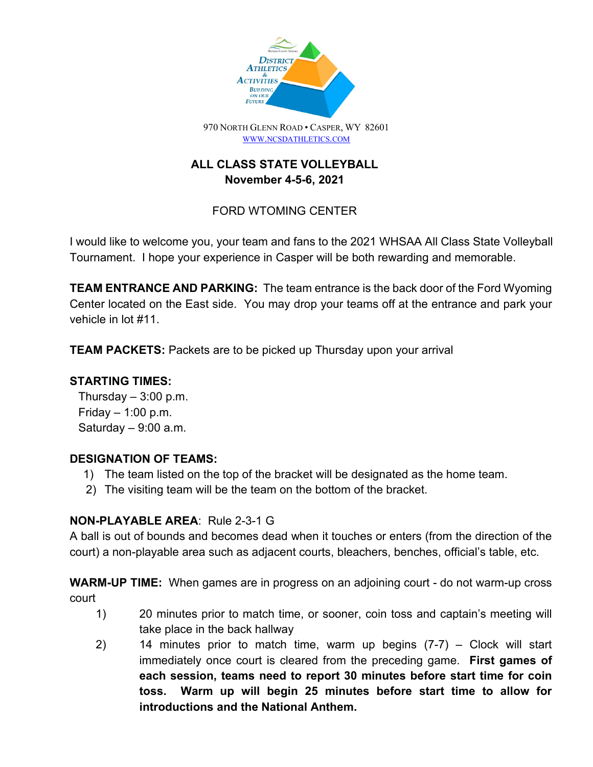District Athletics & Activities
Building on our Future

970 North Glenn Road • Casper, WY 82601
WWW.NCSDATHLETICS.COM

## ALL CLASS STATE VOLLEYBALL
**November 4-5-6, 2021**

FORD WTOMING CENTER

I would like to welcome you, your team and fans to the 2021 WHSAA All Class State Volleyball Tournament. I hope your experience in Casper will be both rewarding and memorable.

**TEAM ENTRANCE AND PARKING:** The team entrance is the back door of the Ford Wyoming Center located on the East side. You may drop your teams off at the entrance and park your vehicle in lot #11.

**TEAM PACKETS:** Packets are to be picked up Thursday upon your arrival

**STARTING TIMES:**

Thursday – 3:00 p.m.
Friday – 1:00 p.m.
Saturday – 9:00 a.m.

**DESIGNATION OF TEAMS:**

1) The team listed on the top of the bracket will be designated as the home team.
2) The visiting team will be the team on the bottom of the bracket.

**NON-PLAYABLE AREA**: Rule 2-3-1 G

A ball is out of bounds and becomes dead when it touches or enters (from the direction of the court) a non-playable area such as adjacent courts, bleachers, benches, official's table, etc.

**WARM-UP TIME:** When games are in progress on an adjoining court - do not warm-up cross court

1) 20 minutes prior to match time, or sooner, coin toss and captain's meeting will take place in the back hallway
2) 14 minutes prior to match time, warm up begins (7-7) – Clock will start immediately once court is cleared from the preceding game. **First games of each session, teams need to report 30 minutes before start time for coin toss. Warm up will begin 25 minutes before start time to allow for introductions and the National Anthem.**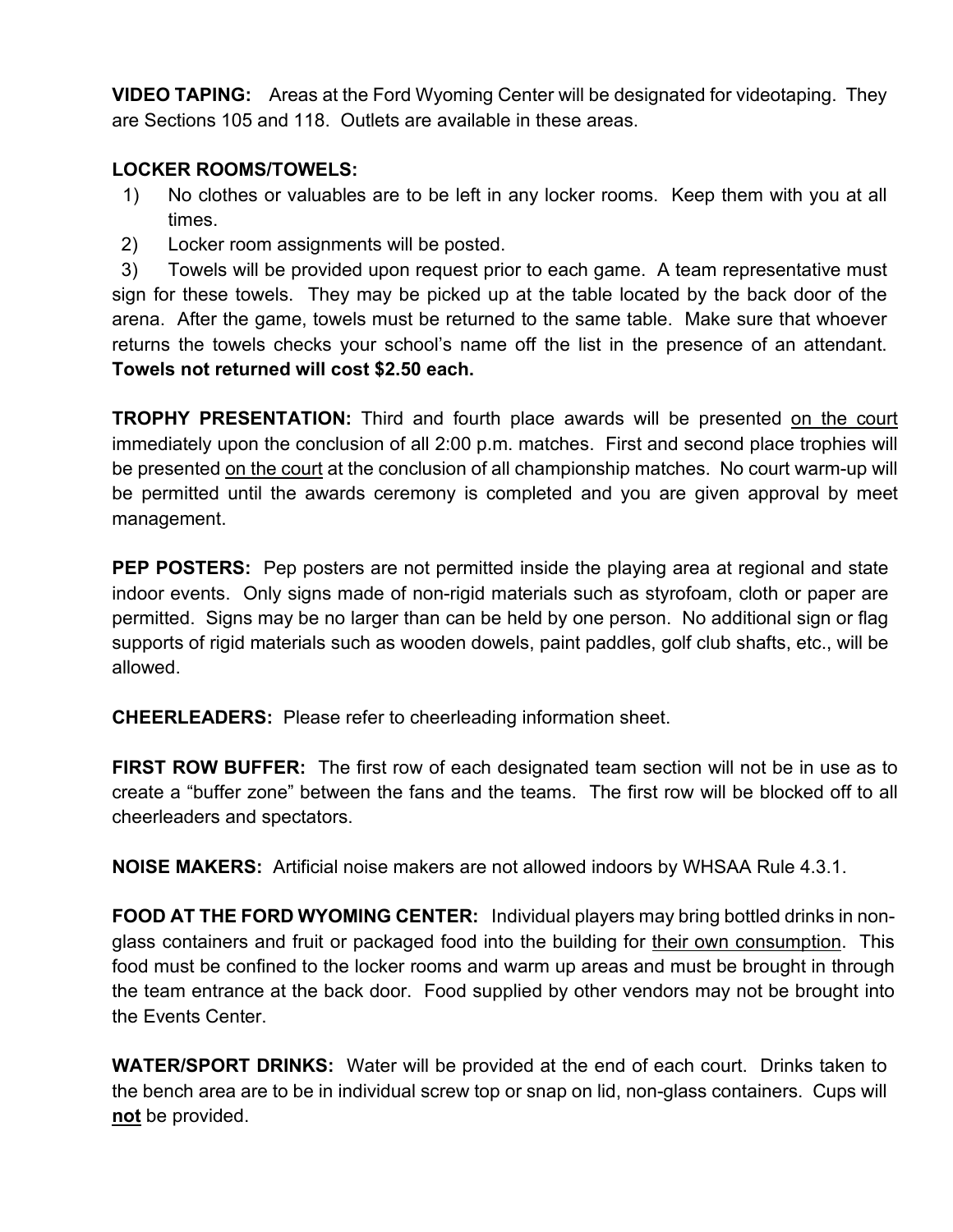**VIDEO TAPING:** Areas at the Ford Wyoming Center will be designated for videotaping. They are Sections 105 and 118. Outlets are available in these areas.

**LOCKER ROOMS/TOWELS:**

1) No clothes or valuables are to be left in any locker rooms. Keep them with you at all times.
2) Locker room assignments will be posted.
3) Towels will be provided upon request prior to each game. A team representative must sign for these towels. They may be picked up at the table located by the back door of the arena. After the game, towels must be returned to the same table. Make sure that whoever returns the towels checks your school's name off the list in the presence of an attendant. **Towels not returned will cost $2.50 each.**

**TROPHY PRESENTATION:** Third and fourth place awards will be presented <u>on the court</u> immediately upon the conclusion of all 2:00 p.m. matches. First and second place trophies will be presented <u>on the court</u> at the conclusion of all championship matches. No court warm-up will be permitted until the awards ceremony is completed and you are given approval by meet management.

**PEP POSTERS:** Pep posters are not permitted inside the playing area at regional and state indoor events. Only signs made of non-rigid materials such as styrofoam, cloth or paper are permitted. Signs may be no larger than can be held by one person. No additional sign or flag supports of rigid materials such as wooden dowels, paint paddles, golf club shafts, etc., will be allowed.

**CHEERLEADERS:** Please refer to cheerleading information sheet.

**FIRST ROW BUFFER:** The first row of each designated team section will not be in use as to create a "buffer zone" between the fans and the teams. The first row will be blocked off to all cheerleaders and spectators.

**NOISE MAKERS:** Artificial noise makers are not allowed indoors by WHSAA Rule 4.3.1.

**FOOD AT THE FORD WYOMING CENTER:** Individual players may bring bottled drinks in non-glass containers and fruit or packaged food into the building for <u>their own consumption</u>. This food must be confined to the locker rooms and warm up areas and must be brought in through the team entrance at the back door. Food supplied by other vendors may not be brought into the Events Center.

**WATER/SPORT DRINKS:** Water will be provided at the end of each court. Drinks taken to the bench area are to be in individual screw top or snap on lid, non-glass containers. Cups will **<u>not</u>** be provided.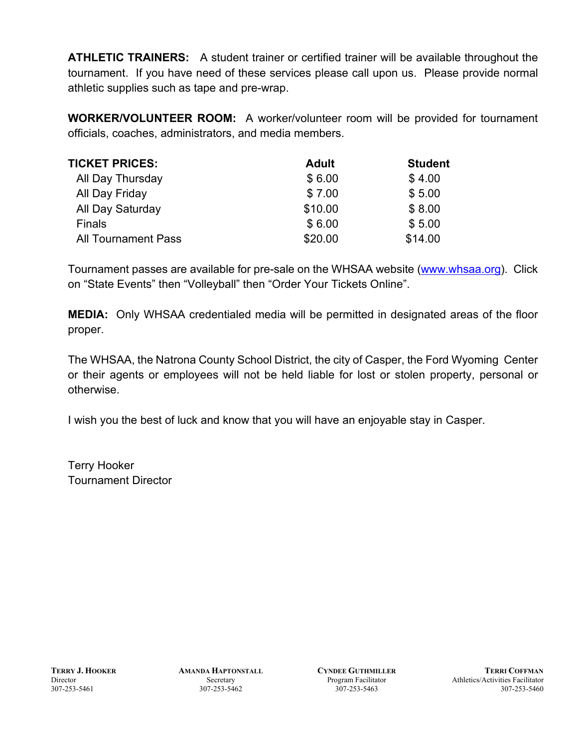**ATHLETIC TRAINERS:** A student trainer or certified trainer will be available throughout the tournament. If you have need of these services please call upon us. Please provide normal athletic supplies such as tape and pre-wrap.

**WORKER/VOLUNTEER ROOM:** A worker/volunteer room will be provided for tournament officials, coaches, administrators, and media members.

| **TICKET PRICES:** | **Adult** | **Student** |
|---|---|---|
| All Day Thursday | $ 6.00 | $ 4.00 |
| All Day Friday | $ 7.00 | $ 5.00 |
| All Day Saturday | $10.00 | $ 8.00 |
| Finals | $ 6.00 | $ 5.00 |
| All Tournament Pass | $20.00 | $14.00 |

Tournament passes are available for pre-sale on the WHSAA website (www.whsaa.org). Click on "State Events" then "Volleyball" then "Order Your Tickets Online".

**MEDIA:** Only WHSAA credentialed media will be permitted in designated areas of the floor proper.

The WHSAA, the Natrona County School District, the city of Casper, the Ford Wyoming Center or their agents or employees will not be held liable for lost or stolen property, personal or otherwise.

I wish you the best of luck and know that you will have an enjoyable stay in Casper.

Terry Hooker
Tournament Director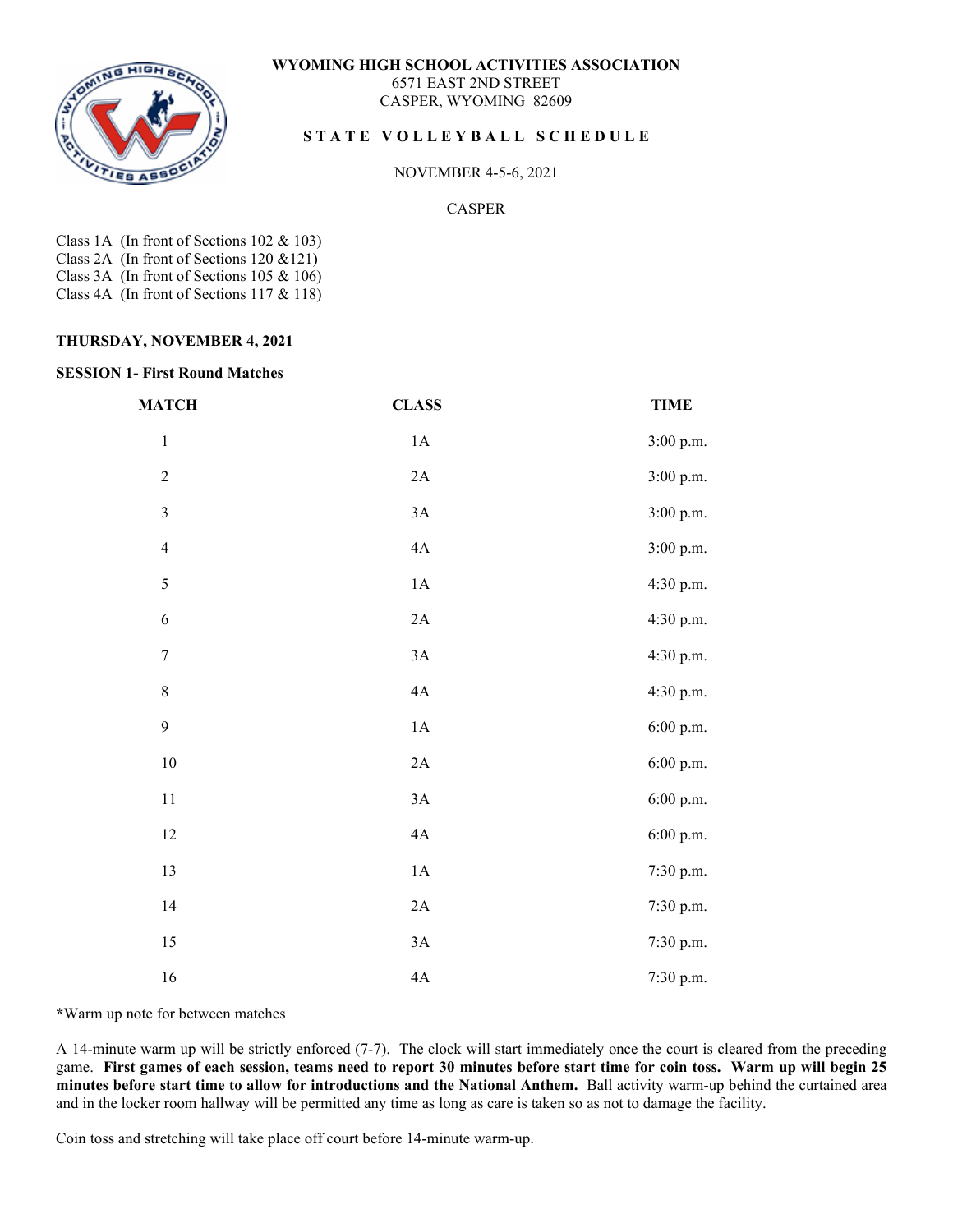**WYOMING HIGH SCHOOL ACTIVITIES ASSOCIATION**
6571 EAST 2ND STREET
CASPER, WYOMING 82609

**S T A T E   V O L L E Y B A L L   S C H E D U L E**

NOVEMBER 4-5-6, 2021

CASPER

Class 1A (In front of Sections 102 & 103)
Class 2A (In front of Sections 120 &121)
Class 3A (In front of Sections 105 & 106)
Class 4A (In front of Sections 117 & 118)

**THURSDAY, NOVEMBER 4, 2021**

**SESSION 1- First Round Matches**

| MATCH | CLASS | TIME |
|---|---|---|
| 1 | 1A | 3:00 p.m. |
| 2 | 2A | 3:00 p.m. |
| 3 | 3A | 3:00 p.m. |
| 4 | 4A | 3:00 p.m. |
| 5 | 1A | 4:30 p.m. |
| 6 | 2A | 4:30 p.m. |
| 7 | 3A | 4:30 p.m. |
| 8 | 4A | 4:30 p.m. |
| 9 | 1A | 6:00 p.m. |
| 10 | 2A | 6:00 p.m. |
| 11 | 3A | 6:00 p.m. |
| 12 | 4A | 6:00 p.m. |
| 13 | 1A | 7:30 p.m. |
| 14 | 2A | 7:30 p.m. |
| 15 | 3A | 7:30 p.m. |
| 16 | 4A | 7:30 p.m. |

***Warm up note for between matches

A 14-minute warm up will be strictly enforced (7-7). The clock will start immediately once the court is cleared from the preceding game. **First games of each session, teams need to report 30 minutes before start time for coin toss. Warm up will begin 25 minutes before start time to allow for introductions and the National Anthem.** Ball activity warm-up behind the curtained area and in the locker room hallway will be permitted any time as long as care is taken so as not to damage the facility.

Coin toss and stretching will take place off court before 14-minute warm-up.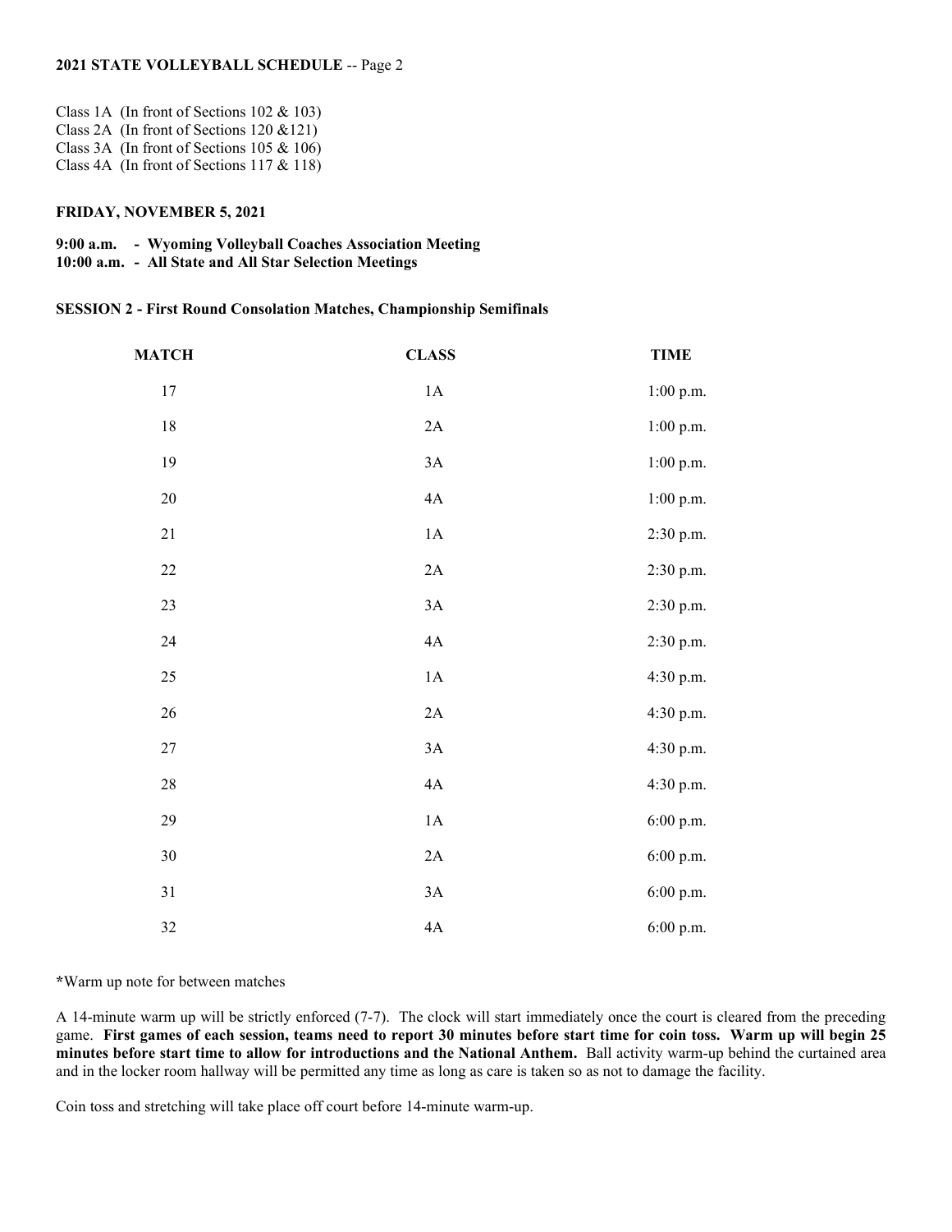**2021 STATE VOLLEYBALL SCHEDULE** -- Page 2

Class 1A (In front of Sections 102 & 103)
Class 2A (In front of Sections 120 &121)
Class 3A (In front of Sections 105 & 106)
Class 4A (In front of Sections 117 & 118)

**FRIDAY, NOVEMBER 5, 2021**

**9:00 a.m. - Wyoming Volleyball Coaches Association Meeting**
**10:00 a.m. - All State and All Star Selection Meetings**

**SESSION 2 - First Round Consolation Matches, Championship Semifinals**

| MATCH | CLASS | TIME |
|---|---|---|
| 17 | 1A | 1:00 p.m. |
| 18 | 2A | 1:00 p.m. |
| 19 | 3A | 1:00 p.m. |
| 20 | 4A | 1:00 p.m. |
| 21 | 1A | 2:30 p.m. |
| 22 | 2A | 2:30 p.m. |
| 23 | 3A | 2:30 p.m. |
| 24 | 4A | 2:30 p.m. |
| 25 | 1A | 4:30 p.m. |
| 26 | 2A | 4:30 p.m. |
| 27 | 3A | 4:30 p.m. |
| 28 | 4A | 4:30 p.m. |
| 29 | 1A | 6:00 p.m. |
| 30 | 2A | 6:00 p.m. |
| 31 | 3A | 6:00 p.m. |
| 32 | 4A | 6:00 p.m. |

**\***Warm up note for between matches

A 14-minute warm up will be strictly enforced (7-7). The clock will start immediately once the court is cleared from the preceding game. **First games of each session, teams need to report 30 minutes before start time for coin toss. Warm up will begin 25 minutes before start time to allow for introductions and the National Anthem.** Ball activity warm-up behind the curtained area and in the locker room hallway will be permitted any time as long as care is taken so as not to damage the facility.

Coin toss and stretching will take place off court before 14-minute warm-up.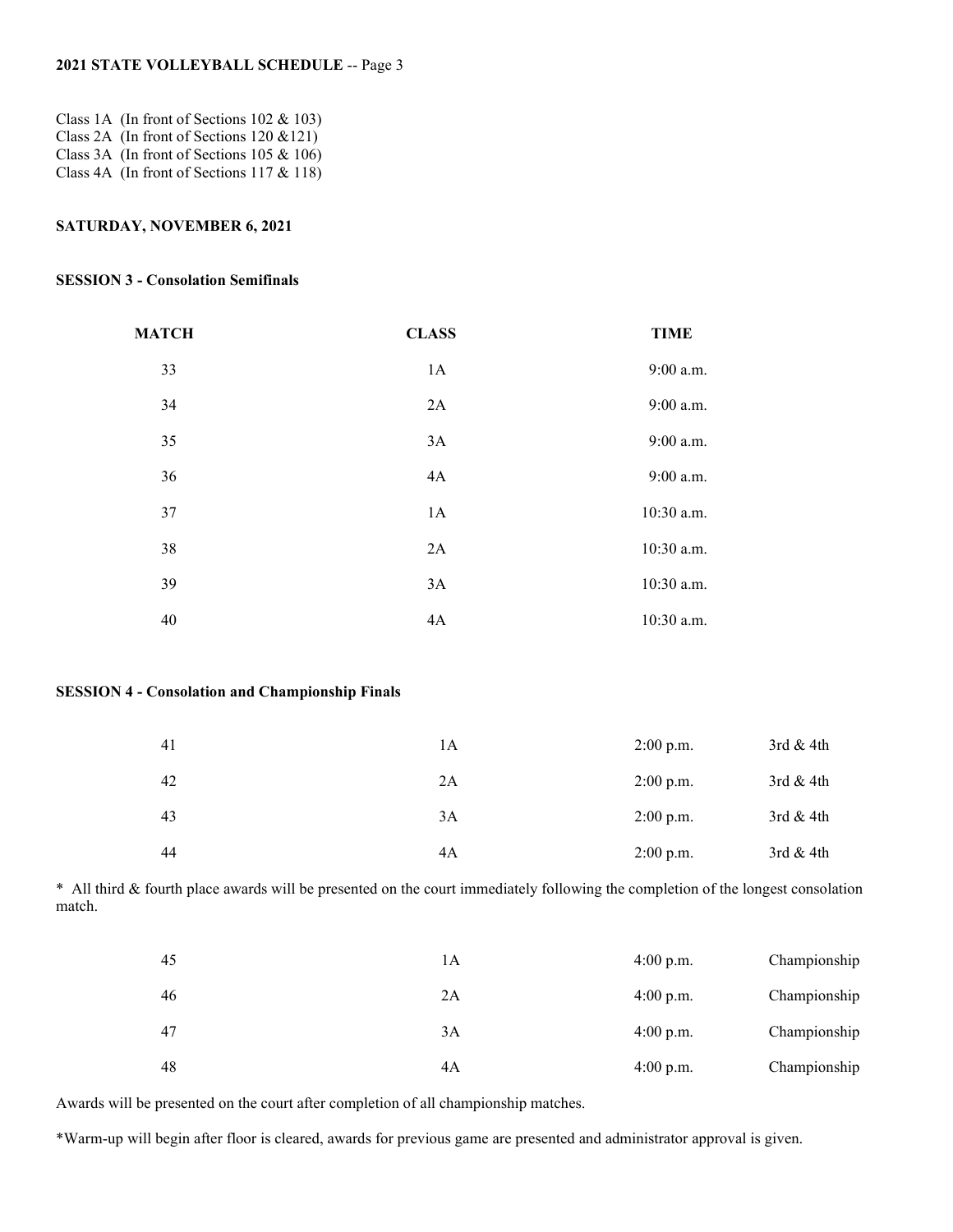**2021 STATE VOLLEYBALL SCHEDULE** -- Page 3

Class 1A (In front of Sections 102 & 103)
Class 2A (In front of Sections 120 &121)
Class 3A (In front of Sections 105 & 106)
Class 4A (In front of Sections 117 & 118)

**SATURDAY, NOVEMBER 6, 2021**

**SESSION 3 - Consolation Semifinals**

| MATCH | CLASS | TIME |
|---|---|---|
| 33 | 1A | 9:00 a.m. |
| 34 | 2A | 9:00 a.m. |
| 35 | 3A | 9:00 a.m. |
| 36 | 4A | 9:00 a.m. |
| 37 | 1A | 10:30 a.m. |
| 38 | 2A | 10:30 a.m. |
| 39 | 3A | 10:30 a.m. |
| 40 | 4A | 10:30 a.m. |

**SESSION 4 - Consolation and Championship Finals**

| | | | |
|---|---|---|---|
| 41 | 1A | 2:00 p.m. | 3rd & 4th |
| 42 | 2A | 2:00 p.m. | 3rd & 4th |
| 43 | 3A | 2:00 p.m. | 3rd & 4th |
| 44 | 4A | 2:00 p.m. | 3rd & 4th |

* All third & fourth place awards will be presented on the court immediately following the completion of the longest consolation match.

| | | | |
|---|---|---|---|
| 45 | 1A | 4:00 p.m. | Championship |
| 46 | 2A | 4:00 p.m. | Championship |
| 47 | 3A | 4:00 p.m. | Championship |
| 48 | 4A | 4:00 p.m. | Championship |

Awards will be presented on the court after completion of all championship matches.

*Warm-up will begin after floor is cleared, awards for previous game are presented and administrator approval is given.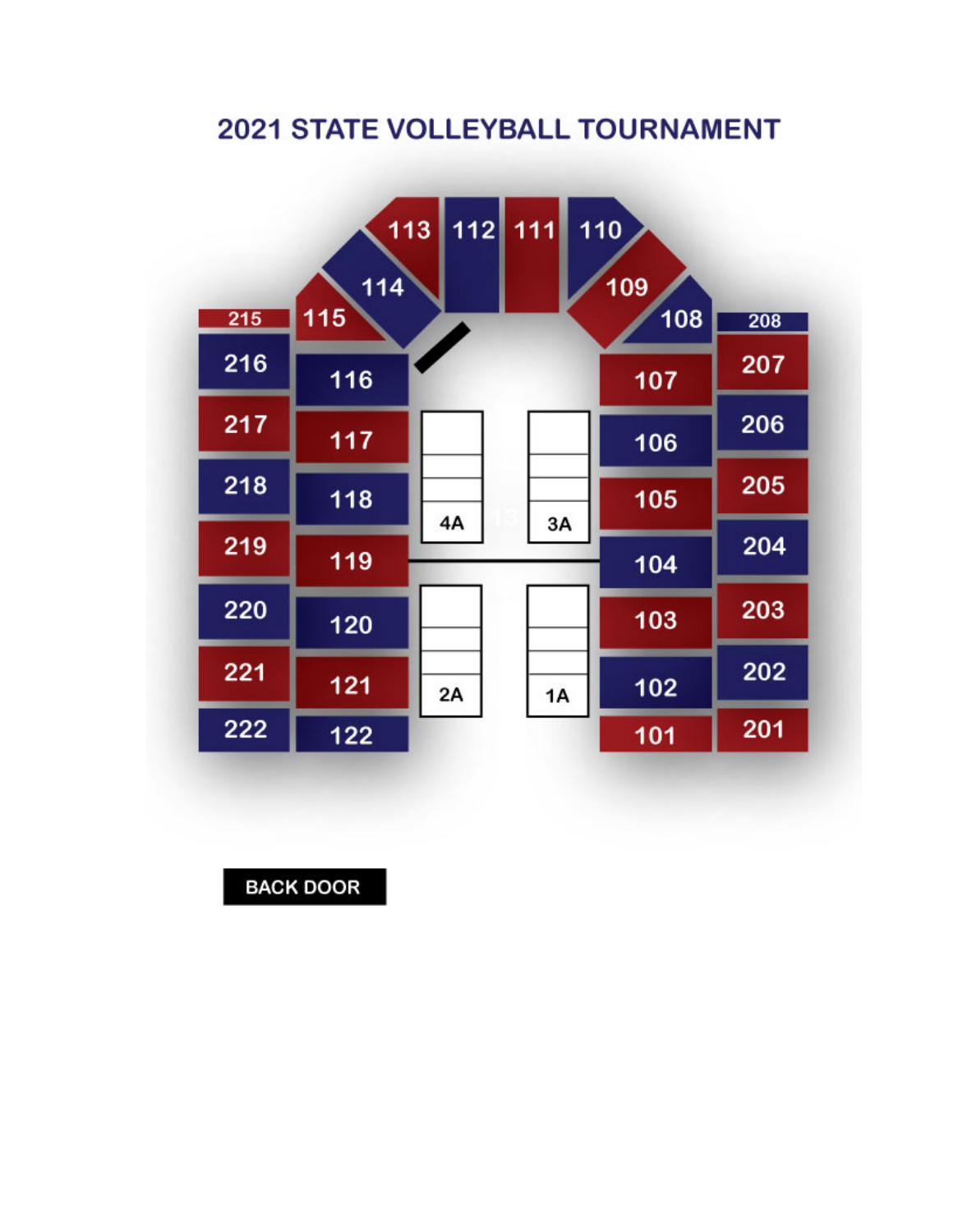# 2021 STATE VOLLEYBALL TOURNAMENT

113 112 111 110

114 109

215 115 108 208

216 116 107 207

217 117 106 206

218 118 4A 3A 105 205

219 119 104 204

220 120 103 203

221 121 2A 1A 102 202

222 122 101 201

BACK DOOR